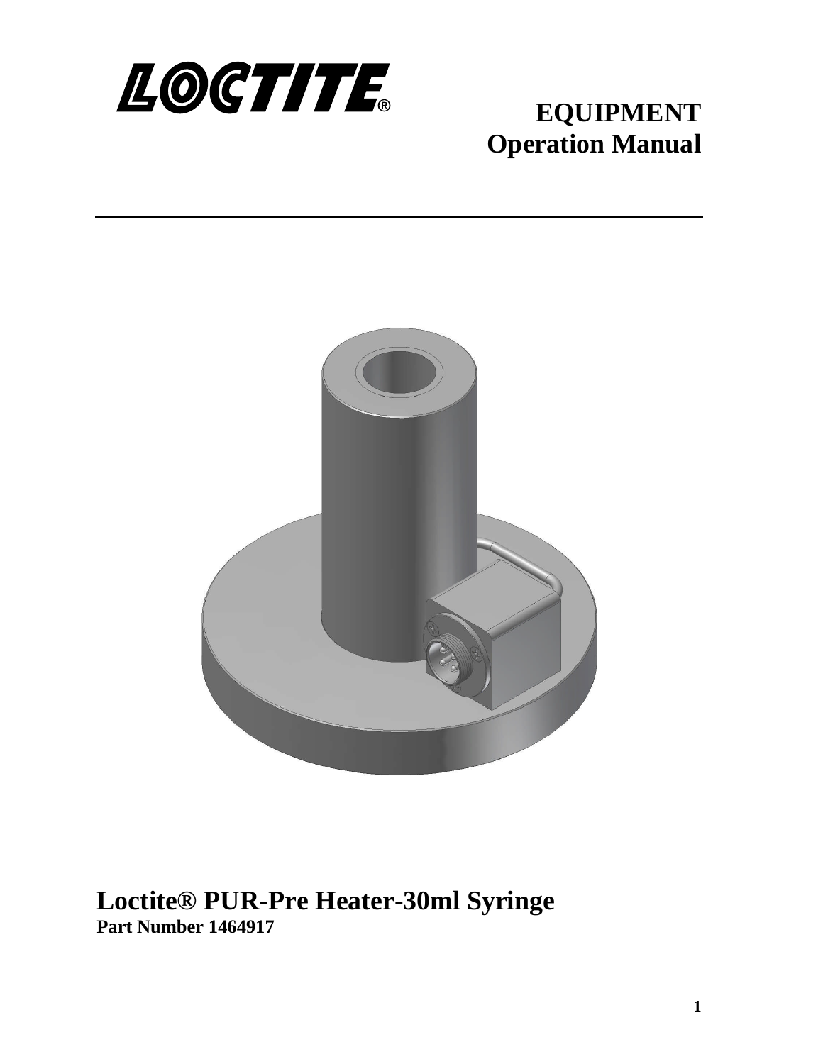LOCTITE®

# EQUIPMENT Operation Manual

---

# Loctite® PUR-Pre Heater-30ml Syringe

**Part Number 1464917**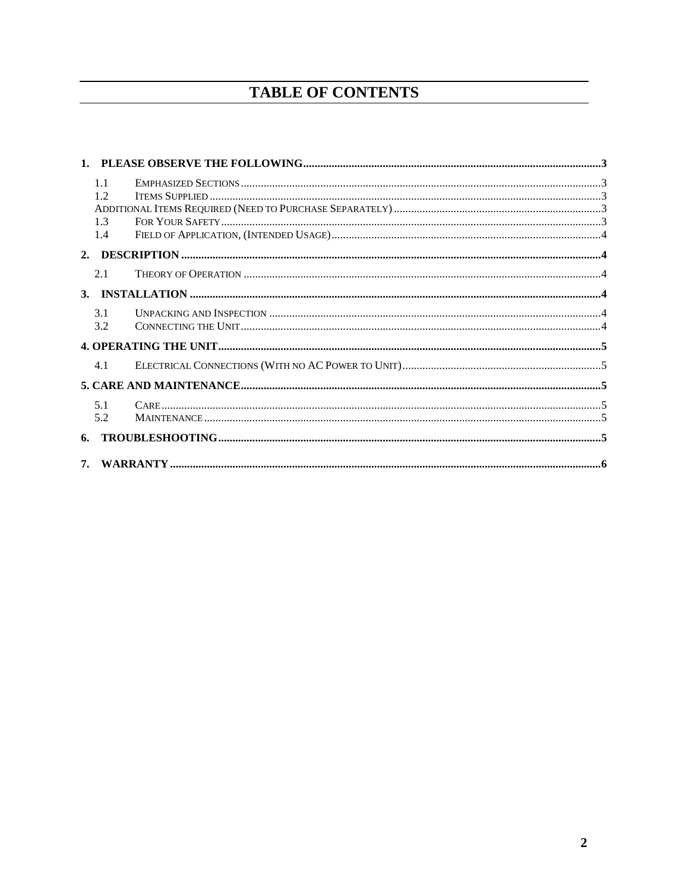# TABLE OF CONTENTS

**1. PLEASE OBSERVE THE FOLLOWING** .......... 3

- 1.1 Emphasized Sections .......... 3
- 1.2 Items Supplied .......... 3
- Additional Items Required (Need to Purchase Separately) .......... 3
- 1.3 For Your Safety .......... 3
- 1.4 Field of Application, (Intended Usage) .......... 4

**2. DESCRIPTION** .......... 4

- 2.1 Theory of Operation .......... 4

**3. INSTALLATION** .......... 4

- 3.1 Unpacking and Inspection .......... 4
- 3.2 Connecting the Unit .......... 4

**4. OPERATING THE UNIT** .......... 5

- 4.1 Electrical Connections (With no AC Power to Unit) .......... 5

**5. CARE AND MAINTENANCE** .......... 5

- 5.1 Care .......... 5
- 5.2 Maintenance .......... 5

**6. TROUBLESHOOTING** .......... 5

**7. WARRANTY** .......... 6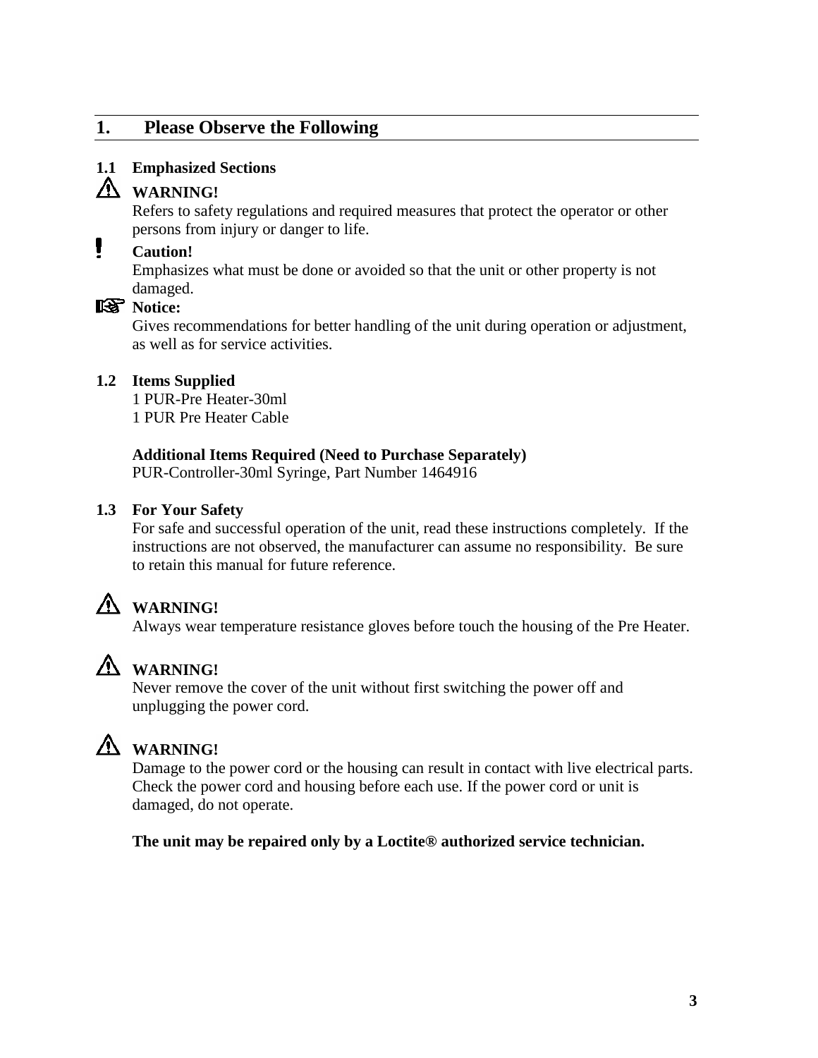## 1. Please Observe the Following

### 1.1 Emphasized Sections

⚠ **WARNING!**
Refers to safety regulations and required measures that protect the operator or other persons from injury or danger to life.

❗ **Caution!**
Emphasizes what must be done or avoided so that the unit or other property is not damaged.

☞ **Notice:**
Gives recommendations for better handling of the unit during operation or adjustment, as well as for service activities.

### 1.2 Items Supplied

1 PUR-Pre Heater-30ml
1 PUR Pre Heater Cable

**Additional Items Required (Need to Purchase Separately)**
PUR-Controller-30ml Syringe, Part Number 1464916

### 1.3 For Your Safety

For safe and successful operation of the unit, read these instructions completely. If the instructions are not observed, the manufacturer can assume no responsibility. Be sure to retain this manual for future reference.

⚠ **WARNING!**
Always wear temperature resistance gloves before touch the housing of the Pre Heater.

⚠ **WARNING!**
Never remove the cover of the unit without first switching the power off and unplugging the power cord.

⚠ **WARNING!**
Damage to the power cord or the housing can result in contact with live electrical parts. Check the power cord and housing before each use. If the power cord or unit is damaged, do not operate.

**The unit may be repaired only by a Loctite® authorized service technician.**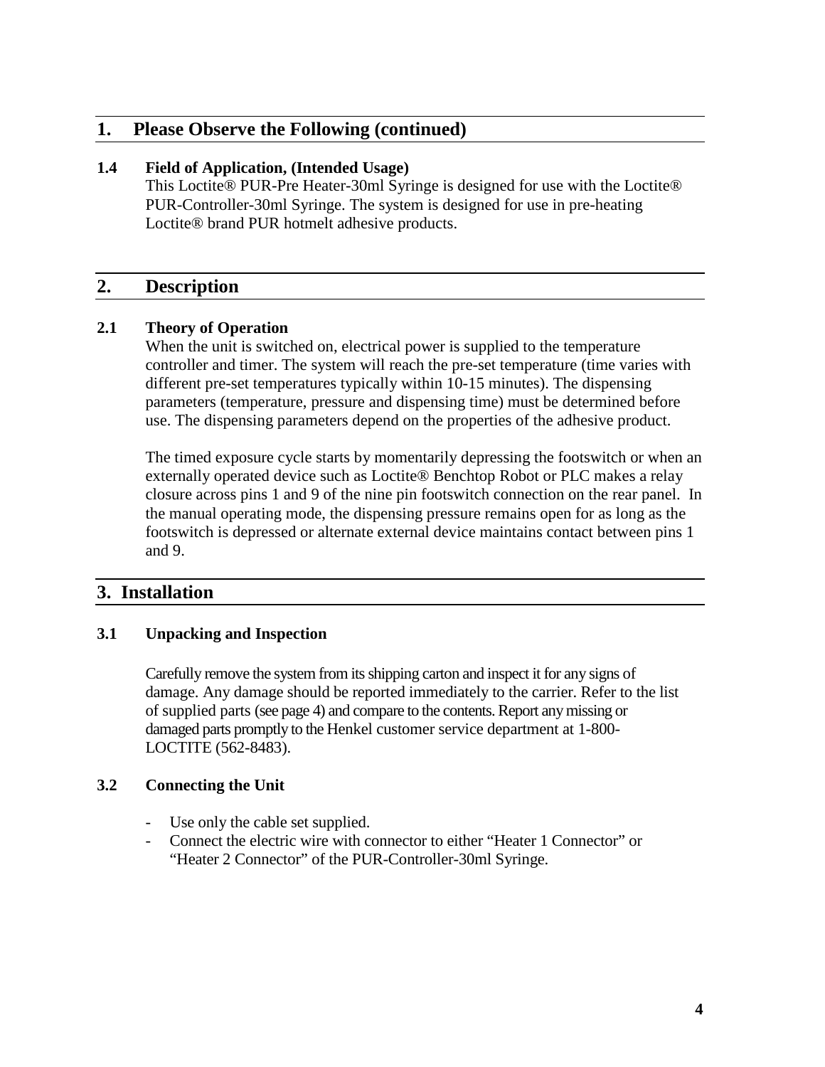## 1. Please Observe the Following (continued)

### 1.4 Field of Application, (Intended Usage)

This Loctite® PUR-Pre Heater-30ml Syringe is designed for use with the Loctite® PUR-Controller-30ml Syringe. The system is designed for use in pre-heating Loctite® brand PUR hotmelt adhesive products.

## 2. Description

### 2.1 Theory of Operation

When the unit is switched on, electrical power is supplied to the temperature controller and timer. The system will reach the pre-set temperature (time varies with different pre-set temperatures typically within 10-15 minutes). The dispensing parameters (temperature, pressure and dispensing time) must be determined before use. The dispensing parameters depend on the properties of the adhesive product.

The timed exposure cycle starts by momentarily depressing the footswitch or when an externally operated device such as Loctite® Benchtop Robot or PLC makes a relay closure across pins 1 and 9 of the nine pin footswitch connection on the rear panel. In the manual operating mode, the dispensing pressure remains open for as long as the footswitch is depressed or alternate external device maintains contact between pins 1 and 9.

## 3. Installation

### 3.1 Unpacking and Inspection

Carefully remove the system from its shipping carton and inspect it for any signs of damage. Any damage should be reported immediately to the carrier. Refer to the list of supplied parts (see page 4) and compare to the contents. Report any missing or damaged parts promptly to the Henkel customer service department at 1-800-LOCTITE (562-8483).

### 3.2 Connecting the Unit

- Use only the cable set supplied.
- Connect the electric wire with connector to either “Heater 1 Connector” or “Heater 2 Connector” of the PUR-Controller-30ml Syringe.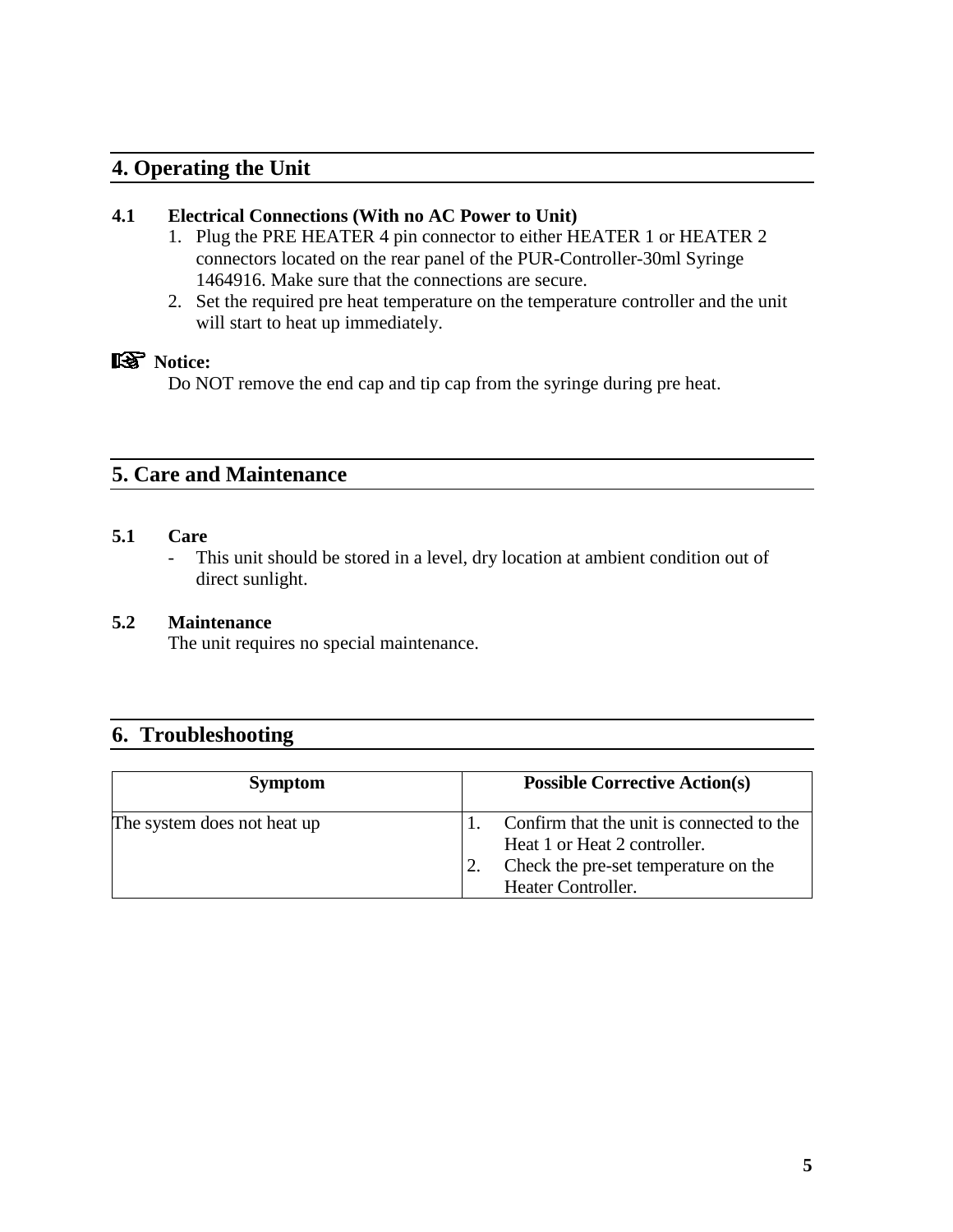## 4. Operating the Unit

### 4.1 Electrical Connections (With no AC Power to Unit)

1. Plug the PRE HEATER 4 pin connector to either HEATER 1 or HEATER 2 connectors located on the rear panel of the PUR-Controller-30ml Syringe 1464916. Make sure that the connections are secure.
2. Set the required pre heat temperature on the temperature controller and the unit will start to heat up immediately.

☞ **Notice:**

Do NOT remove the end cap and tip cap from the syringe during pre heat.

## 5. Care and Maintenance

### 5.1 Care

- This unit should be stored in a level, dry location at ambient condition out of direct sunlight.

### 5.2 Maintenance

The unit requires no special maintenance.

## 6. Troubleshooting

| Symptom | Possible Corrective Action(s) |
|---|---|
| The system does not heat up | 1. Confirm that the unit is connected to the Heat 1 or Heat 2 controller.<br>2. Check the pre-set temperature on the Heater Controller. |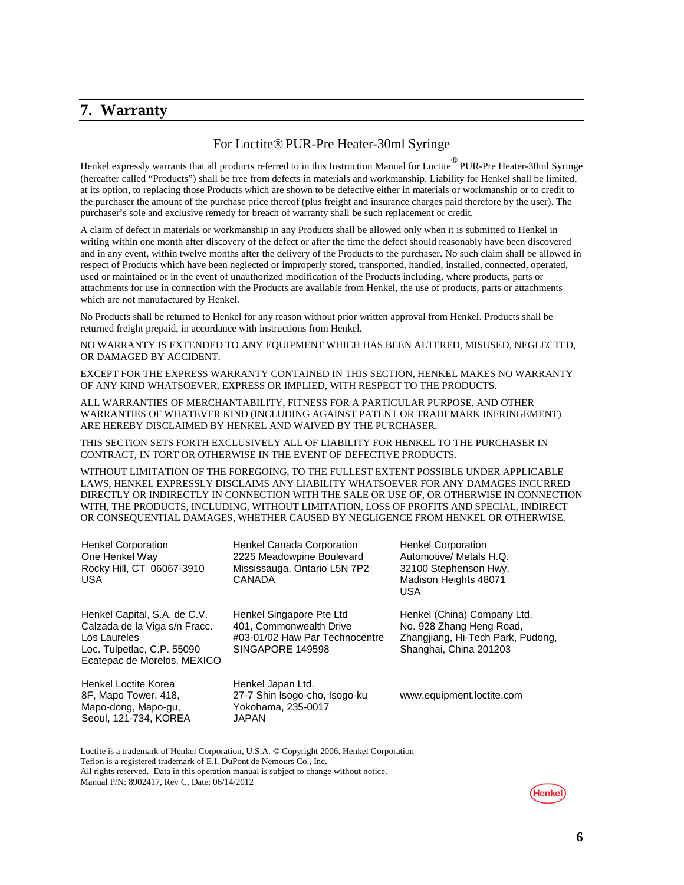## 7. Warranty

For Loctite® PUR-Pre Heater-30ml Syringe

Henkel expressly warrants that all products referred to in this Instruction Manual for Loctite® PUR-Pre Heater-30ml Syringe (hereafter called "Products") shall be free from defects in materials and workmanship. Liability for Henkel shall be limited, at its option, to replacing those Products which are shown to be defective either in materials or workmanship or to credit to the purchaser the amount of the purchase price thereof (plus freight and insurance charges paid therefore by the user). The purchaser's sole and exclusive remedy for breach of warranty shall be such replacement or credit.

A claim of defect in materials or workmanship in any Products shall be allowed only when it is submitted to Henkel in writing within one month after discovery of the defect or after the time the defect should reasonably have been discovered and in any event, within twelve months after the delivery of the Products to the purchaser. No such claim shall be allowed in respect of Products which have been neglected or improperly stored, transported, handled, installed, connected, operated, used or maintained or in the event of unauthorized modification of the Products including, where products, parts or attachments for use in connection with the Products are available from Henkel, the use of products, parts or attachments which are not manufactured by Henkel.

No Products shall be returned to Henkel for any reason without prior written approval from Henkel. Products shall be returned freight prepaid, in accordance with instructions from Henkel.

NO WARRANTY IS EXTENDED TO ANY EQUIPMENT WHICH HAS BEEN ALTERED, MISUSED, NEGLECTED, OR DAMAGED BY ACCIDENT.

EXCEPT FOR THE EXPRESS WARRANTY CONTAINED IN THIS SECTION, HENKEL MAKES NO WARRANTY OF ANY KIND WHATSOEVER, EXPRESS OR IMPLIED, WITH RESPECT TO THE PRODUCTS.

ALL WARRANTIES OF MERCHANTABILITY, FITNESS FOR A PARTICULAR PURPOSE, AND OTHER WARRANTIES OF WHATEVER KIND (INCLUDING AGAINST PATENT OR TRADEMARK INFRINGEMENT) ARE HEREBY DISCLAIMED BY HENKEL AND WAIVED BY THE PURCHASER.

THIS SECTION SETS FORTH EXCLUSIVELY ALL OF LIABILITY FOR HENKEL TO THE PURCHASER IN CONTRACT, IN TORT OR OTHERWISE IN THE EVENT OF DEFECTIVE PRODUCTS.

WITHOUT LIMITATION OF THE FOREGOING, TO THE FULLEST EXTENT POSSIBLE UNDER APPLICABLE LAWS, HENKEL EXPRESSLY DISCLAIMS ANY LIABILITY WHATSOEVER FOR ANY DAMAGES INCURRED DIRECTLY OR INDIRECTLY IN CONNECTION WITH THE SALE OR USE OF, OR OTHERWISE IN CONNECTION WITH, THE PRODUCTS, INCLUDING, WITHOUT LIMITATION, LOSS OF PROFITS AND SPECIAL, INDIRECT OR CONSEQUENTIAL DAMAGES, WHETHER CAUSED BY NEGLIGENCE FROM HENKEL OR OTHERWISE.

Henkel Corporation
One Henkel Way
Rocky Hill, CT 06067-3910
USA

Henkel Canada Corporation
2225 Meadowpine Boulevard
Mississauga, Ontario L5N 7P2
CANADA

Henkel Corporation
Automotive/ Metals H.Q.
32100 Stephenson Hwy,
Madison Heights 48071
USA

Henkel Capital, S.A. de C.V.
Calzada de la Viga s/n Fracc.
Los Laureles
Loc. Tulpetlac, C.P. 55090
Ecatepac de Morelos, MEXICO

Henkel Singapore Pte Ltd
401, Commonwealth Drive
#03-01/02 Haw Par Technocentre
SINGAPORE 149598

Henkel (China) Company Ltd.
No. 928 Zhang Heng Road,
Zhangjiang, Hi-Tech Park, Pudong,
Shanghai, China 201203

Henkel Loctite Korea
8F, Mapo Tower, 418,
Mapo-dong, Mapo-gu,
Seoul, 121-734, KOREA

Henkel Japan Ltd.
27-7 Shin Isogo-cho, Isogo-ku
Yokohama, 235-0017
JAPAN

www.equipment.loctite.com

Loctite is a trademark of Henkel Corporation, U.S.A. © Copyright 2006. Henkel Corporation
Teflon is a registered trademark of E.I. DuPont de Nemours Co., Inc.
All rights reserved. Data in this operation manual is subject to change without notice.
Manual P/N: 8902417, Rev C, Date: 06/14/2012

Henkel